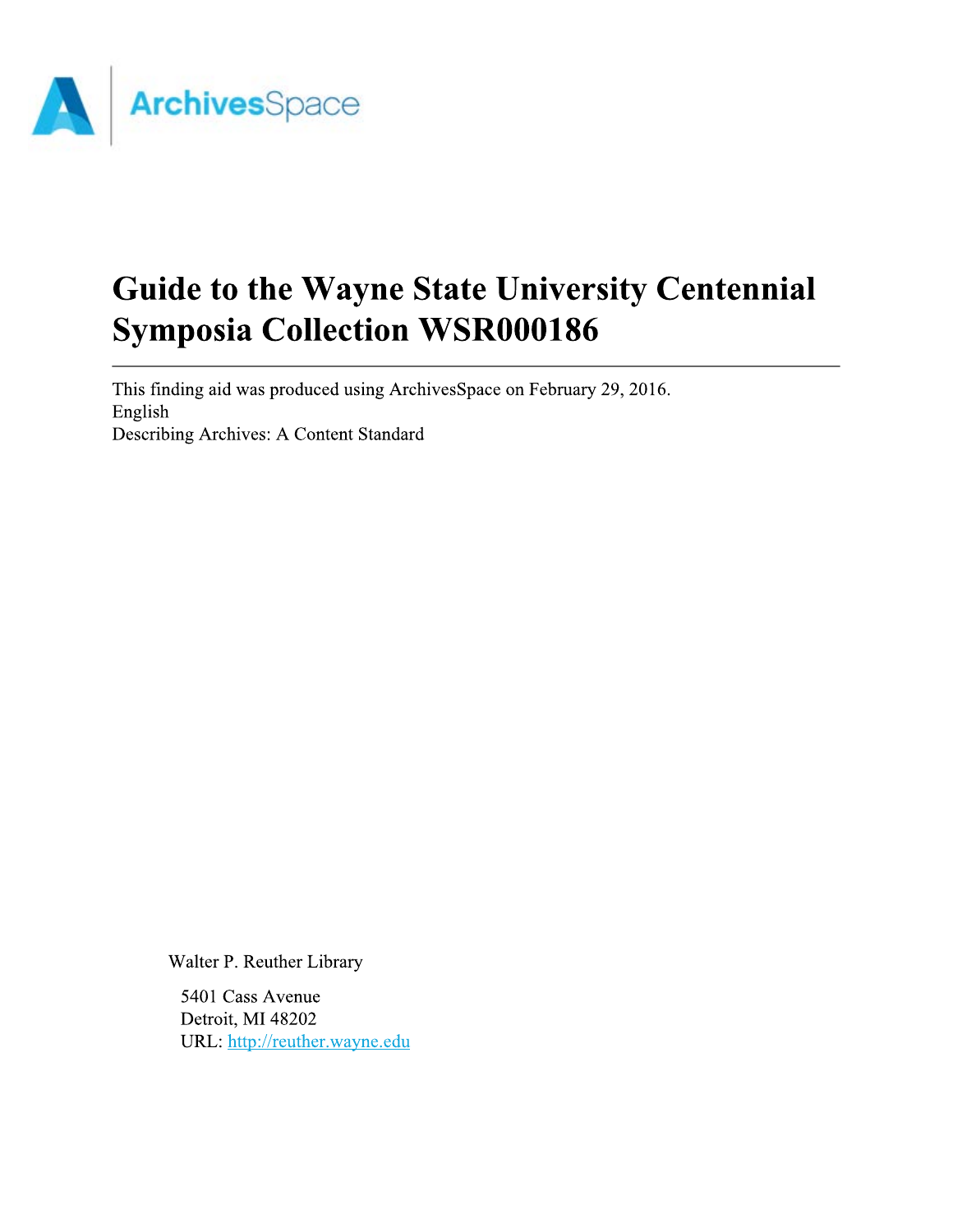ArchivesSpace

# Guide to the Wayne State University Centennial Symposia Collection WSR000186

---

This finding aid was produced using ArchivesSpace on February 29, 2016.
English
Describing Archives: A Content Standard

Walter P. Reuther Library

5401 Cass Avenue
Detroit, MI 48202
URL: [http://reuther.wayne.edu](http://reuther.wayne.edu)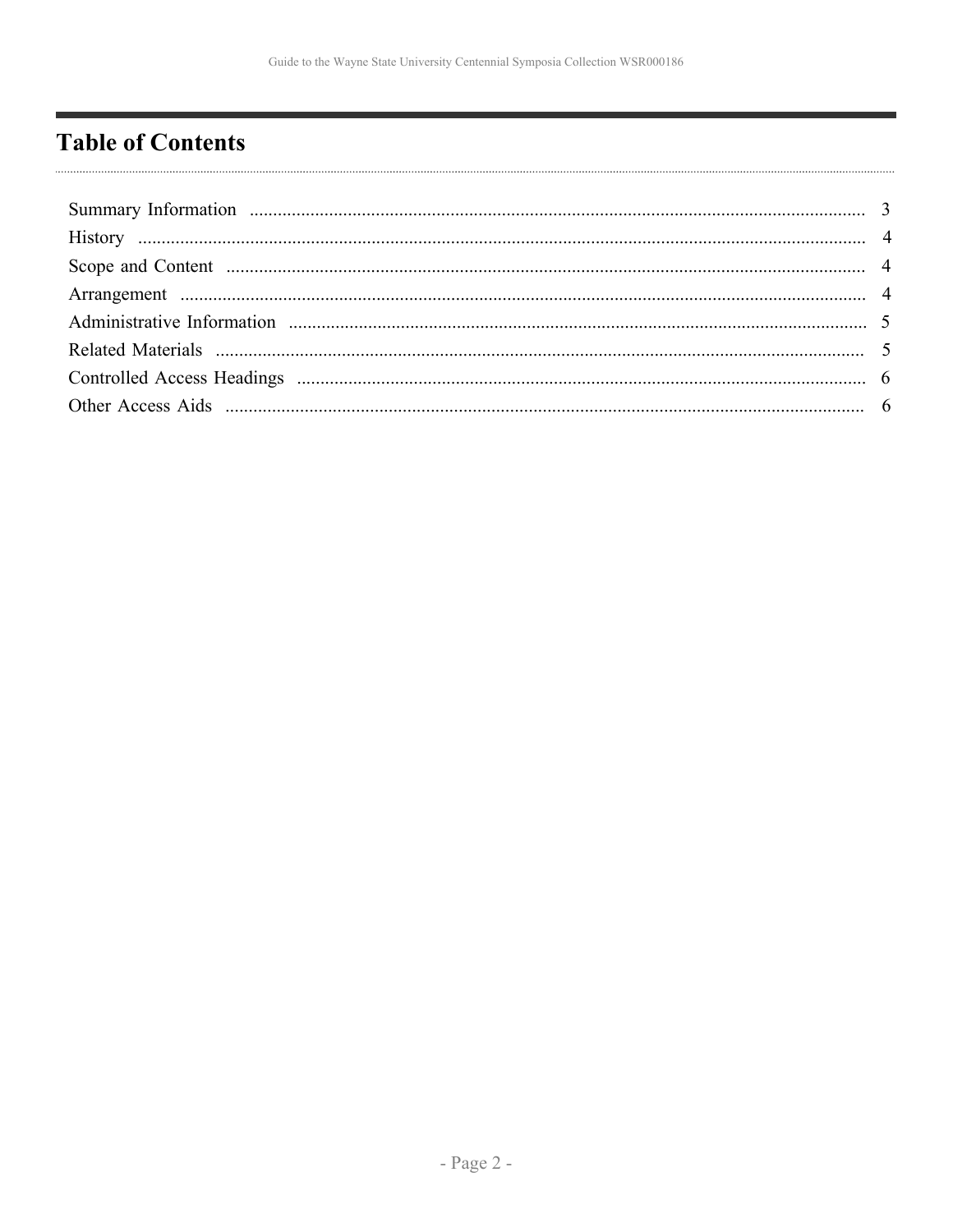# Table of Contents

| | |
|---|---|
| Summary Information | 3 |
| History | 4 |
| Scope and Content | 4 |
| Arrangement | 4 |
| Administrative Information | 5 |
| Related Materials | 5 |
| Controlled Access Headings | 6 |
| Other Access Aids | 6 |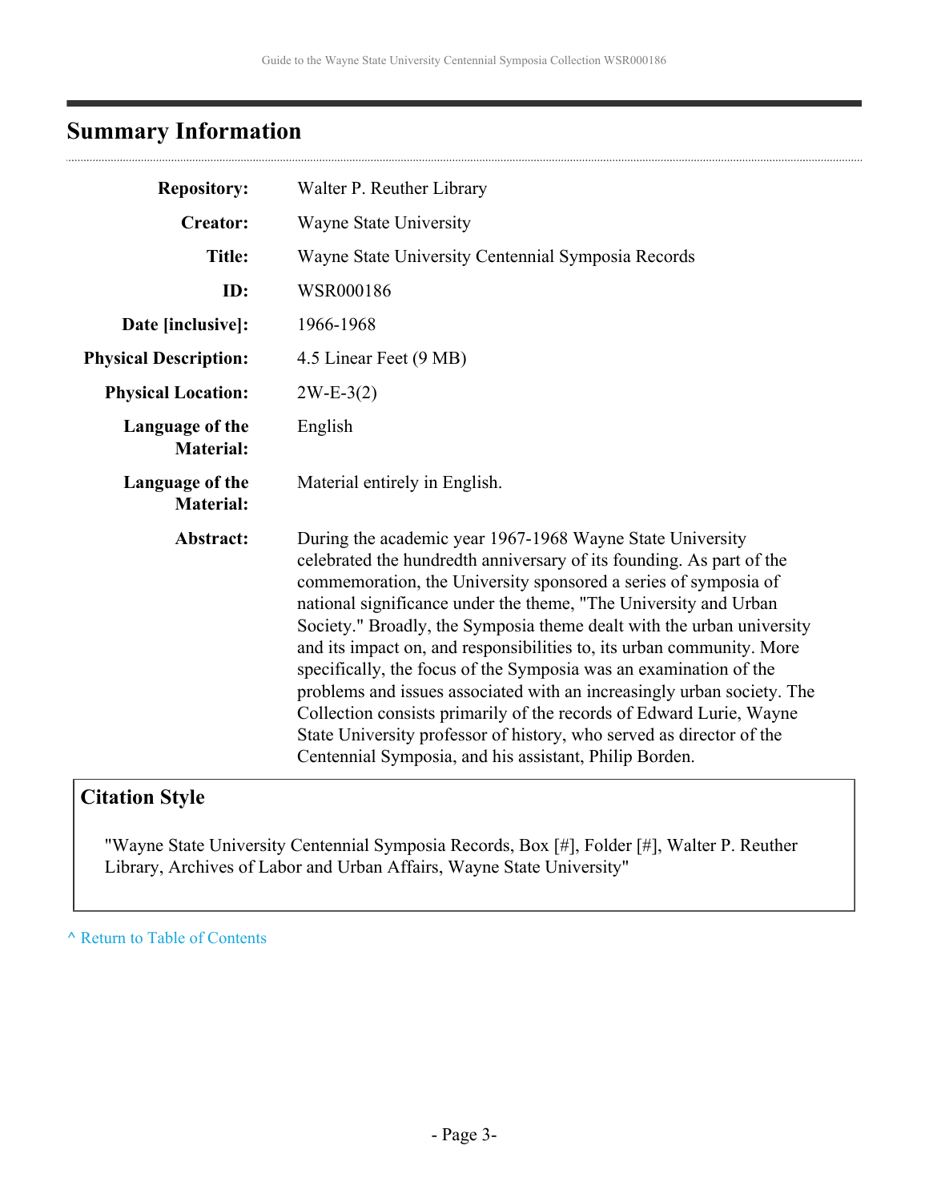## Summary Information

| | |
|---|---|
| **Repository:** | Walter P. Reuther Library |
| **Creator:** | Wayne State University |
| **Title:** | Wayne State University Centennial Symposia Records |
| **ID:** | WSR000186 |
| **Date [inclusive]:** | 1966-1968 |
| **Physical Description:** | 4.5 Linear Feet (9 MB) |
| **Physical Location:** | 2W-E-3(2) |
| **Language of the Material:** | English |
| **Language of the Material:** | Material entirely in English. |
| **Abstract:** | During the academic year 1967-1968 Wayne State University celebrated the hundredth anniversary of its founding. As part of the commemoration, the University sponsored a series of symposia of national significance under the theme, "The University and Urban Society." Broadly, the Symposia theme dealt with the urban university and its impact on, and responsibilities to, its urban community. More specifically, the focus of the Symposia was an examination of the problems and issues associated with an increasingly urban society. The Collection consists primarily of the records of Edward Lurie, Wayne State University professor of history, who served as director of the Centennial Symposia, and his assistant, Philip Borden. |

### Citation Style

"Wayne State University Centennial Symposia Records, Box [#], Folder [#], Walter P. Reuther Library, Archives of Labor and Urban Affairs, Wayne State University"

^ Return to Table of Contents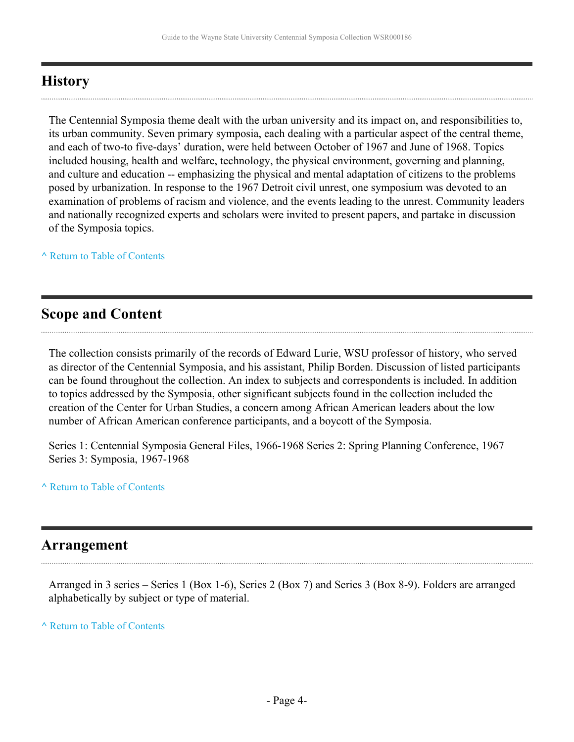## History

The Centennial Symposia theme dealt with the urban university and its impact on, and responsibilities to, its urban community. Seven primary symposia, each dealing with a particular aspect of the central theme, and each of two-to five-days' duration, were held between October of 1967 and June of 1968. Topics included housing, health and welfare, technology, the physical environment, governing and planning, and culture and education -- emphasizing the physical and mental adaptation of citizens to the problems posed by urbanization. In response to the 1967 Detroit civil unrest, one symposium was devoted to an examination of problems of racism and violence, and the events leading to the unrest. Community leaders and nationally recognized experts and scholars were invited to present papers, and partake in discussion of the Symposia topics.

^ Return to Table of Contents

## Scope and Content

The collection consists primarily of the records of Edward Lurie, WSU professor of history, who served as director of the Centennial Symposia, and his assistant, Philip Borden. Discussion of listed participants can be found throughout the collection. An index to subjects and correspondents is included. In addition to topics addressed by the Symposia, other significant subjects found in the collection included the creation of the Center for Urban Studies, a concern among African American leaders about the low number of African American conference participants, and a boycott of the Symposia.

Series 1: Centennial Symposia General Files, 1966-1968 Series 2: Spring Planning Conference, 1967 Series 3: Symposia, 1967-1968

^ Return to Table of Contents

## Arrangement

Arranged in 3 series – Series 1 (Box 1-6), Series 2 (Box 7) and Series 3 (Box 8-9). Folders are arranged alphabetically by subject or type of material.

^ Return to Table of Contents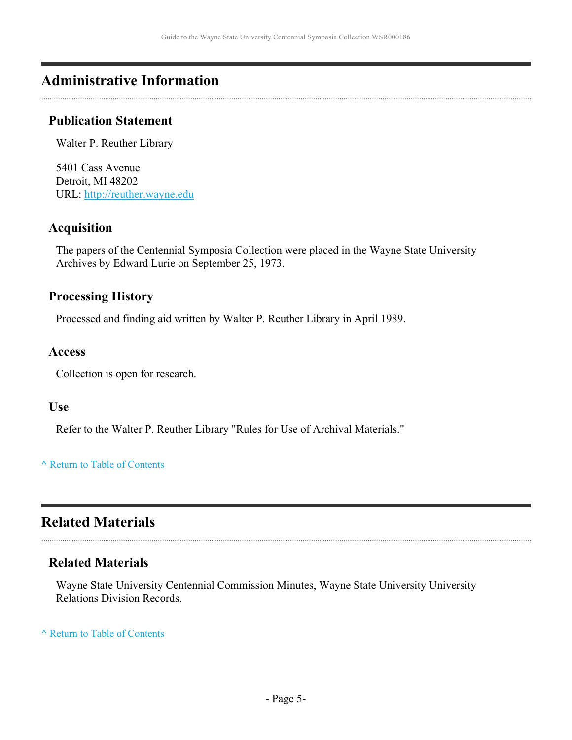## Administrative Information

### Publication Statement

Walter P. Reuther Library

5401 Cass Avenue
Detroit, MI 48202
URL: http://reuther.wayne.edu

### Acquisition

The papers of the Centennial Symposia Collection were placed in the Wayne State University Archives by Edward Lurie on September 25, 1973.

### Processing History

Processed and finding aid written by Walter P. Reuther Library in April 1989.

### Access

Collection is open for research.

### Use

Refer to the Walter P. Reuther Library "Rules for Use of Archival Materials."

^ Return to Table of Contents

## Related Materials

### Related Materials

Wayne State University Centennial Commission Minutes, Wayne State University University Relations Division Records.

^ Return to Table of Contents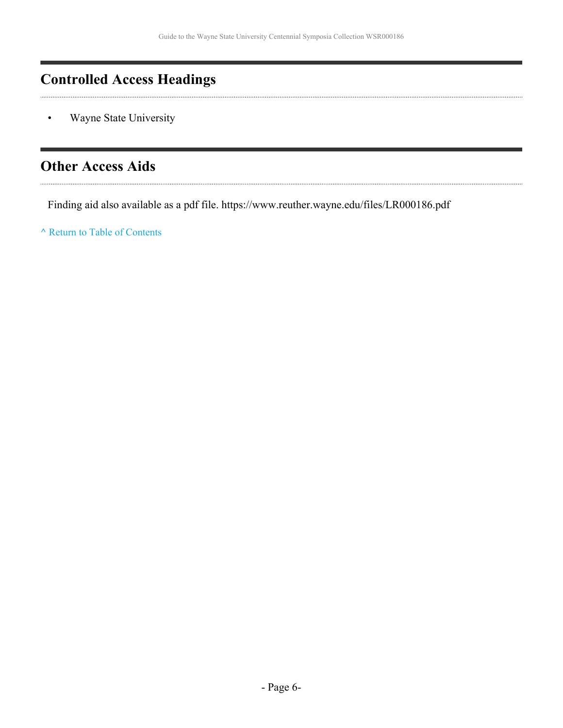## Controlled Access Headings

- Wayne State University

## Other Access Aids

Finding aid also available as a pdf file. https://www.reuther.wayne.edu/files/LR000186.pdf

^ Return to Table of Contents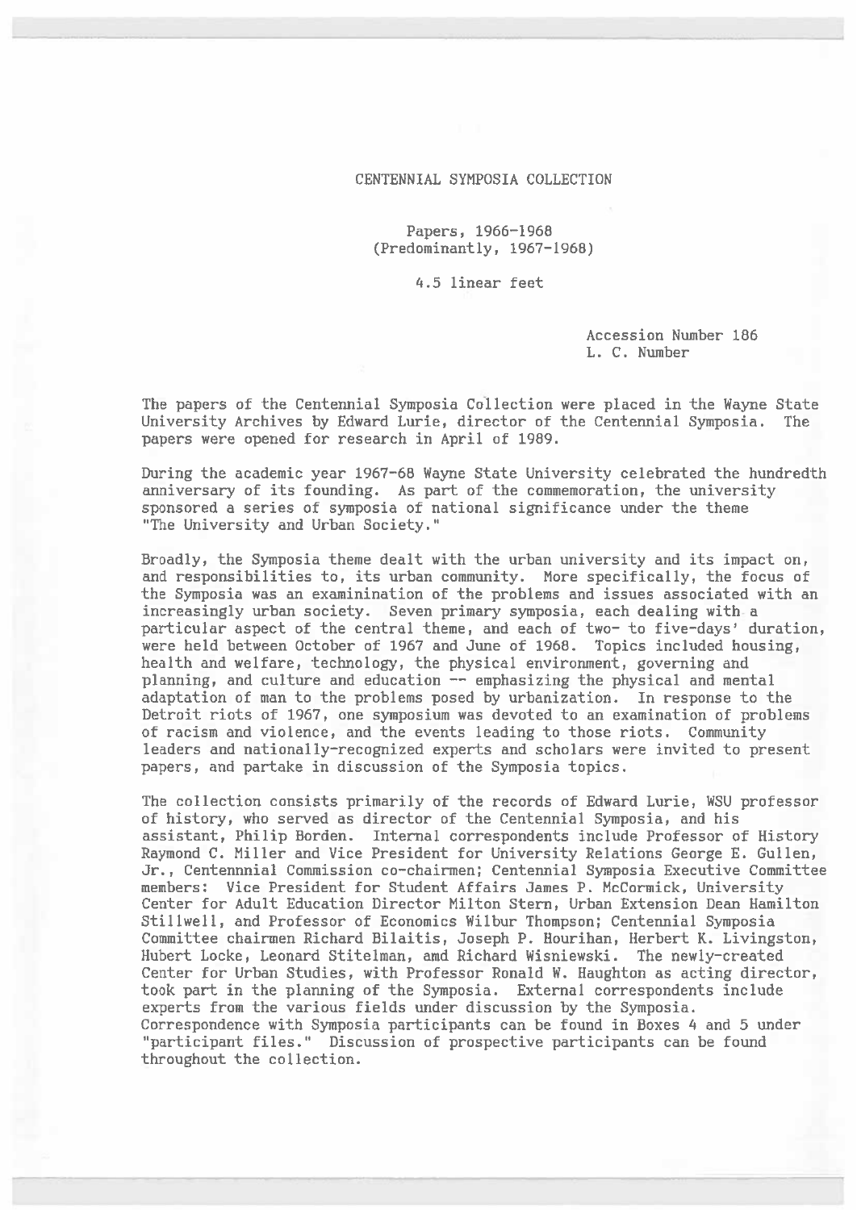# CENTENNIAL SYMPOSIA COLLECTION

Papers, 1966-1968
(Predominantly, 1967-1968)

4.5 linear feet

Accession Number 186
L. C. Number

The papers of the Centennial Symposia Collection were placed in the Wayne State University Archives by Edward Lurie, director of the Centennial Symposia. The papers were opened for research in April of 1989.

During the academic year 1967-68 Wayne State University celebrated the hundredth anniversary of its founding. As part of the commemoration, the university sponsored a series of symposia of national significance under the theme "The University and Urban Society."

Broadly, the Symposia theme dealt with the urban university and its impact on, and responsibilities to, its urban community. More specifically, the focus of the Symposia was an examinination of the problems and issues associated with an increasingly urban society. Seven primary symposia, each dealing with a particular aspect of the central theme, and each of two- to five-days' duration, were held between October of 1967 and June of 1968. Topics included housing, health and welfare, technology, the physical environment, governing and planning, and culture and education -- emphasizing the physical and mental adaptation of man to the problems posed by urbanization. In response to the Detroit riots of 1967, one symposium was devoted to an examination of problems of racism and violence, and the events leading to those riots. Community leaders and nationally-recognized experts and scholars were invited to present papers, and partake in discussion of the Symposia topics.

The collection consists primarily of the records of Edward Lurie, WSU professor of history, who served as director of the Centennial Symposia, and his assistant, Philip Borden. Internal correspondents include Professor of History Raymond C. Miller and Vice President for University Relations George E. Gullen, Jr., Centennnial Commission co-chairmen; Centennial Symposia Executive Committee members: Vice President for Student Affairs James P. McCormick, University Center for Adult Education Director Milton Stern, Urban Extension Dean Hamilton Stillwell, and Professor of Economics Wilbur Thompson; Centennial Symposia Committee chairmen Richard Bilaitis, Joseph P. Hourihan, Herbert K. Livingston, Hubert Locke, Leonard Stitelman, amd Richard Wisniewski. The newly-created Center for Urban Studies, with Professor Ronald W. Haughton as acting director, took part in the planning of the Symposia. External correspondents include experts from the various fields under discussion by the Symposia. Correspondence with Symposia participants can be found in Boxes 4 and 5 under "participant files." Discussion of prospective participants can be found throughout the collection.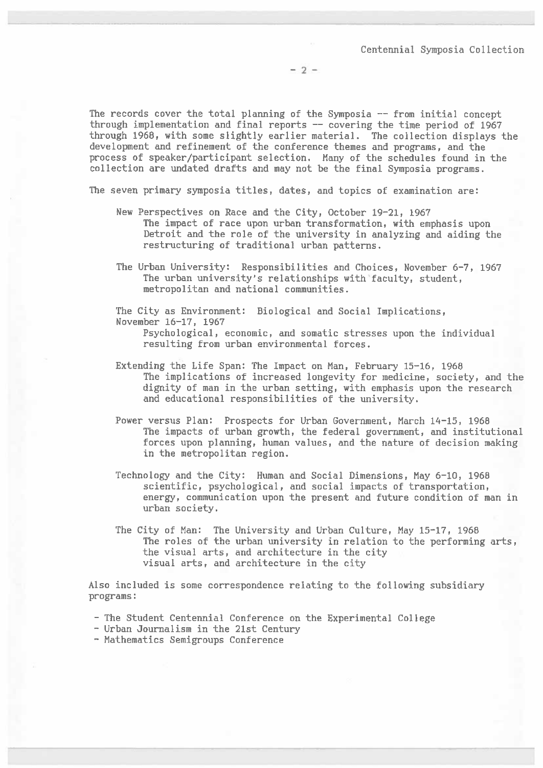The records cover the total planning of the Symposia -- from initial concept through implementation and final reports -- covering the time period of 1967 through 1968, with some slightly earlier material. The collection displays the development and refinement of the conference themes and programs, and the process of speaker/participant selection. Many of the schedules found in the collection are undated drafts and may not be the final Symposia programs.

The seven primary symposia titles, dates, and topics of examination are:

New Perspectives on Race and the City, October 19-21, 1967
The impact of race upon urban transformation, with emphasis upon Detroit and the role of the university in analyzing and aiding the restructuring of traditional urban patterns.

The Urban University: Responsibilities and Choices, November 6-7, 1967
The urban university's relationships with faculty, student, metropolitan and national communities.

The City as Environment: Biological and Social Implications, November 16-17, 1967
Psychological, economic, and somatic stresses upon the individual resulting from urban environmental forces.

Extending the Life Span: The Impact on Man, February 15-16, 1968
The implications of increased longevity for medicine, society, and the dignity of man in the urban setting, with emphasis upon the research and educational responsibilities of the university.

Power versus Plan: Prospects for Urban Government, March 14-15, 1968
The impacts of urban growth, the federal government, and institutional forces upon planning, human values, and the nature of decision making in the metropolitan region.

Technology and the City: Human and Social Dimensions, May 6-10, 1968
scientific, psychological, and social impacts of transportation, energy, communication upon the present and future condition of man in urban society.

The City of Man: The University and Urban Culture, May 15-17, 1968
The roles of the urban university in relation to the performing arts, the visual arts, and architecture in the city
visual arts, and architecture in the city

Also included is some correspondence relating to the following subsidiary programs:

- The Student Centennial Conference on the Experimental College
- Urban Journalism in the 21st Century
- Mathematics Semigroups Conference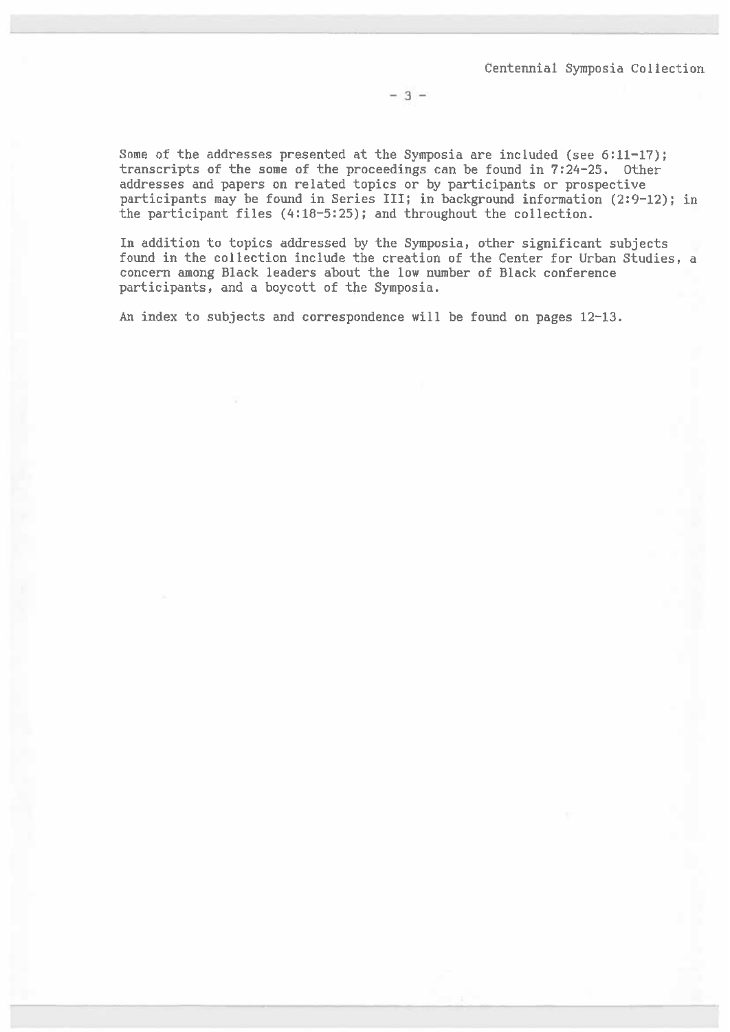Some of the addresses presented at the Symposia are included (see 6:11-17); transcripts of the some of the proceedings can be found in 7:24-25. Other addresses and papers on related topics or by participants or prospective participants may be found in Series III; in background information (2:9-12); in the participant files (4:18-5:25); and throughout the collection.

In addition to topics addressed by the Symposia, other significant subjects found in the collection include the creation of the Center for Urban Studies, a concern among Black leaders about the low number of Black conference participants, and a boycott of the Symposia.

An index to subjects and correspondence will be found on pages 12-13.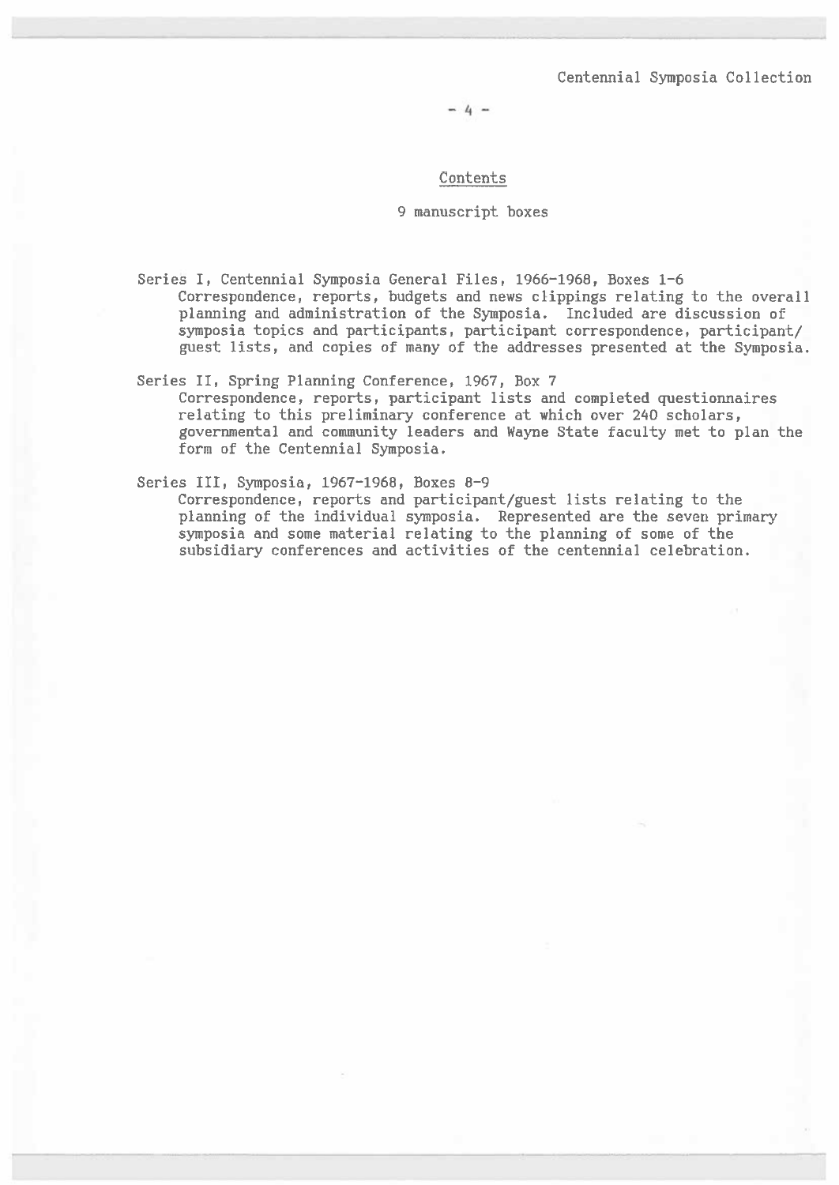## Contents

9 manuscript boxes

**Series I, Centennial Symposia General Files, 1966-1968, Boxes 1-6**
Correspondence, reports, budgets and news clippings relating to the overall planning and administration of the Symposia. Included are discussion of symposia topics and participants, participant correspondence, participant/guest lists, and copies of many of the addresses presented at the Symposia.

**Series II, Spring Planning Conference, 1967, Box 7**
Correspondence, reports, participant lists and completed questionnaires relating to this preliminary conference at which over 240 scholars, governmental and community leaders and Wayne State faculty met to plan the form of the Centennial Symposia.

**Series III, Symposia, 1967-1968, Boxes 8-9**
Correspondence, reports and participant/guest lists relating to the planning of the individual symposia. Represented are the seven primary symposia and some material relating to the planning of some of the subsidiary conferences and activities of the centennial celebration.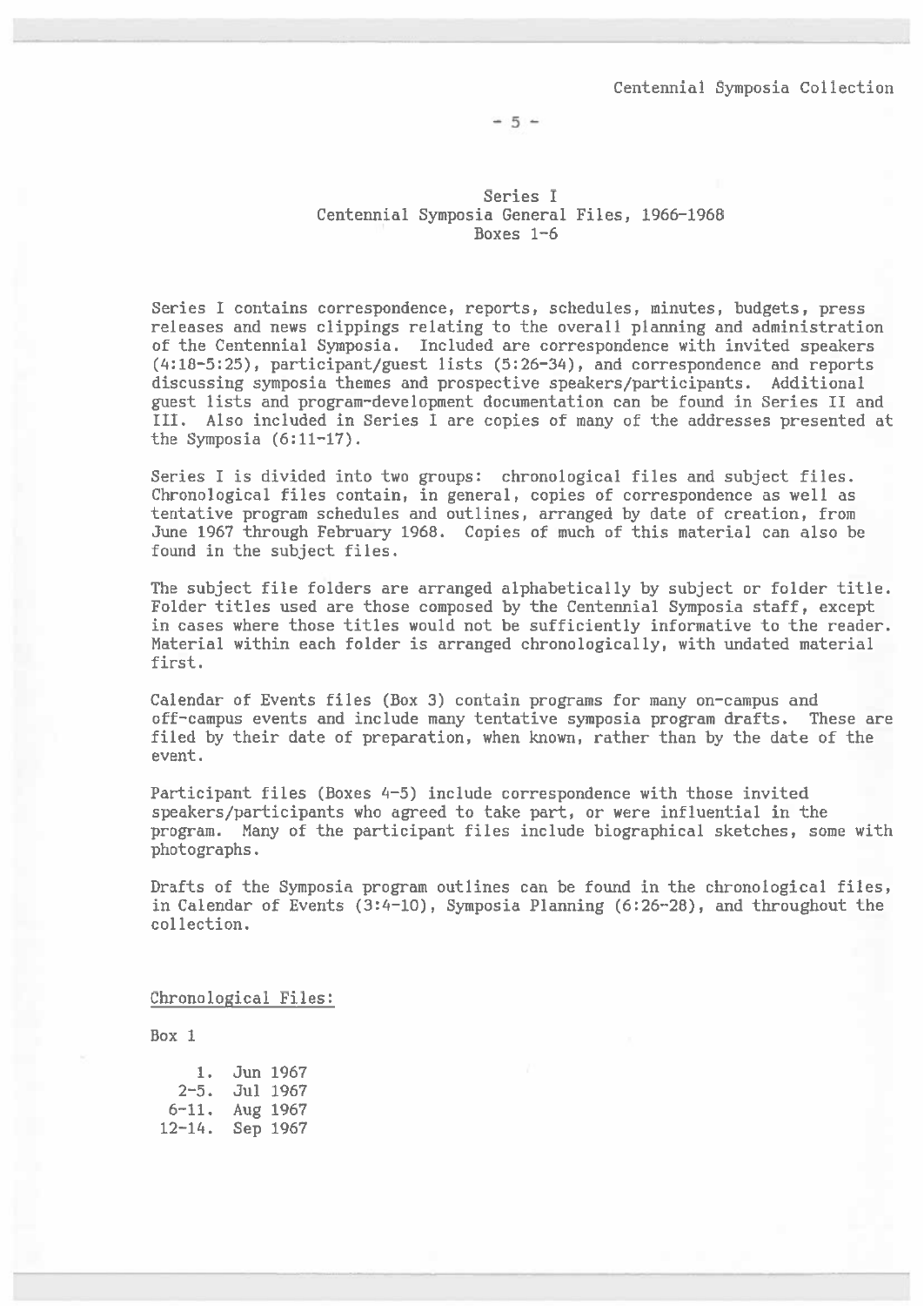## Series I
## Centennial Symposia General Files, 1966-1968
## Boxes 1-6

Series I contains correspondence, reports, schedules, minutes, budgets, press releases and news clippings relating to the overall planning and administration of the Centennial Symposia. Included are correspondence with invited speakers (4:18-5:25), participant/guest lists (5:26-34), and correspondence and reports discussing symposia themes and prospective speakers/participants. Additional guest lists and program-development documentation can be found in Series II and III. Also included in Series I are copies of many of the addresses presented at the Symposia (6:11-17).

Series I is divided into two groups: chronological files and subject files. Chronological files contain, in general, copies of correspondence as well as tentative program schedules and outlines, arranged by date of creation, from June 1967 through February 1968. Copies of much of this material can also be found in the subject files.

The subject file folders are arranged alphabetically by subject or folder title. Folder titles used are those composed by the Centennial Symposia staff, except in cases where those titles would not be sufficiently informative to the reader. Material within each folder is arranged chronologically, with undated material first.

Calendar of Events files (Box 3) contain programs for many on-campus and off-campus events and include many tentative symposia program drafts. These are filed by their date of preparation, when known, rather than by the date of the event.

Participant files (Boxes 4-5) include correspondence with those invited speakers/participants who agreed to take part, or were influential in the program. Many of the participant files include biographical sketches, some with photographs.

Drafts of the Symposia program outlines can be found in the chronological files, in Calendar of Events (3:4-10), Symposia Planning (6:26-28), and throughout the collection.

Chronological Files:

Box 1

1. Jun 1967
2-5. Jul 1967
6-11. Aug 1967
12-14. Sep 1967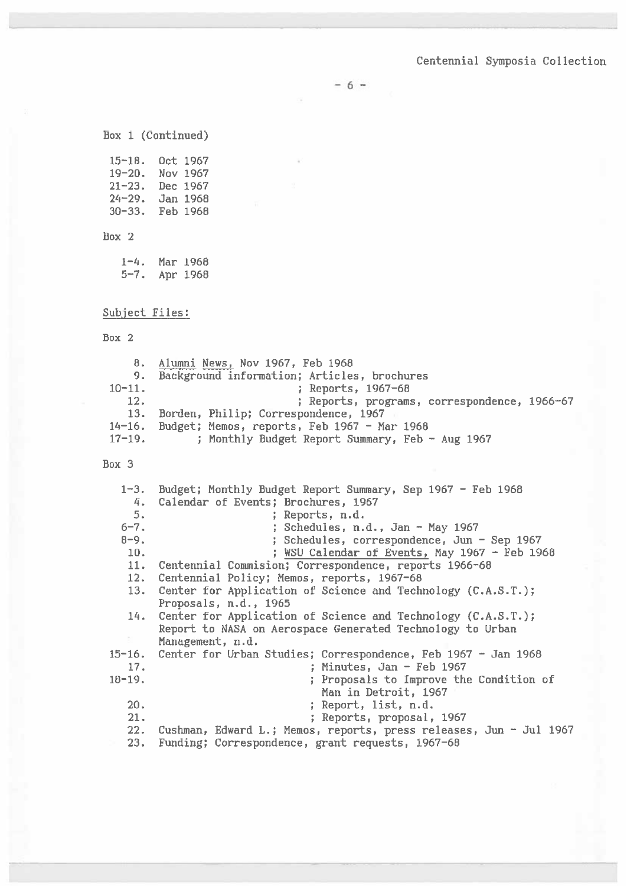Box 1 (Continued)

15-18. Oct 1967
19-20. Nov 1967
21-23. Dec 1967
24-29. Jan 1968
30-33. Feb 1968

Box 2

1-4. Mar 1968
5-7. Apr 1968

Subject Files:

Box 2

8. Alumni News, Nov 1967, Feb 1968
9. Background information; Articles, brochures
10-11. ; Reports, 1967-68
12. ; Reports, programs, correspondence, 1966-67
13. Borden, Philip; Correspondence, 1967
14-16. Budget; Memos, reports, Feb 1967 - Mar 1968
17-19. ; Monthly Budget Report Summary, Feb - Aug 1967

Box 3

1-3. Budget; Monthly Budget Report Summary, Sep 1967 - Feb 1968
4. Calendar of Events; Brochures, 1967
5. ; Reports, n.d.
6-7. ; Schedules, n.d., Jan - May 1967
8-9. ; Schedules, correspondence, Jun - Sep 1967
10. ; WSU Calendar of Events, May 1967 - Feb 1968
11. Centennial Commision; Correspondence, reports 1966-68
12. Centennial Policy; Memos, reports, 1967-68
13. Center for Application of Science and Technology (C.A.S.T.); Proposals, n.d., 1965
14. Center for Application of Science and Technology (C.A.S.T.); Report to NASA on Aerospace Generated Technology to Urban Management, n.d.
15-16. Center for Urban Studies; Correspondence, Feb 1967 - Jan 1968
17. ; Minutes, Jan - Feb 1967
18-19. ; Proposals to Improve the Condition of Man in Detroit, 1967
20. ; Report, list, n.d.
21. ; Reports, proposal, 1967
22. Cushman, Edward L.; Memos, reports, press releases, Jun - Jul 1967
23. Funding; Correspondence, grant requests, 1967-68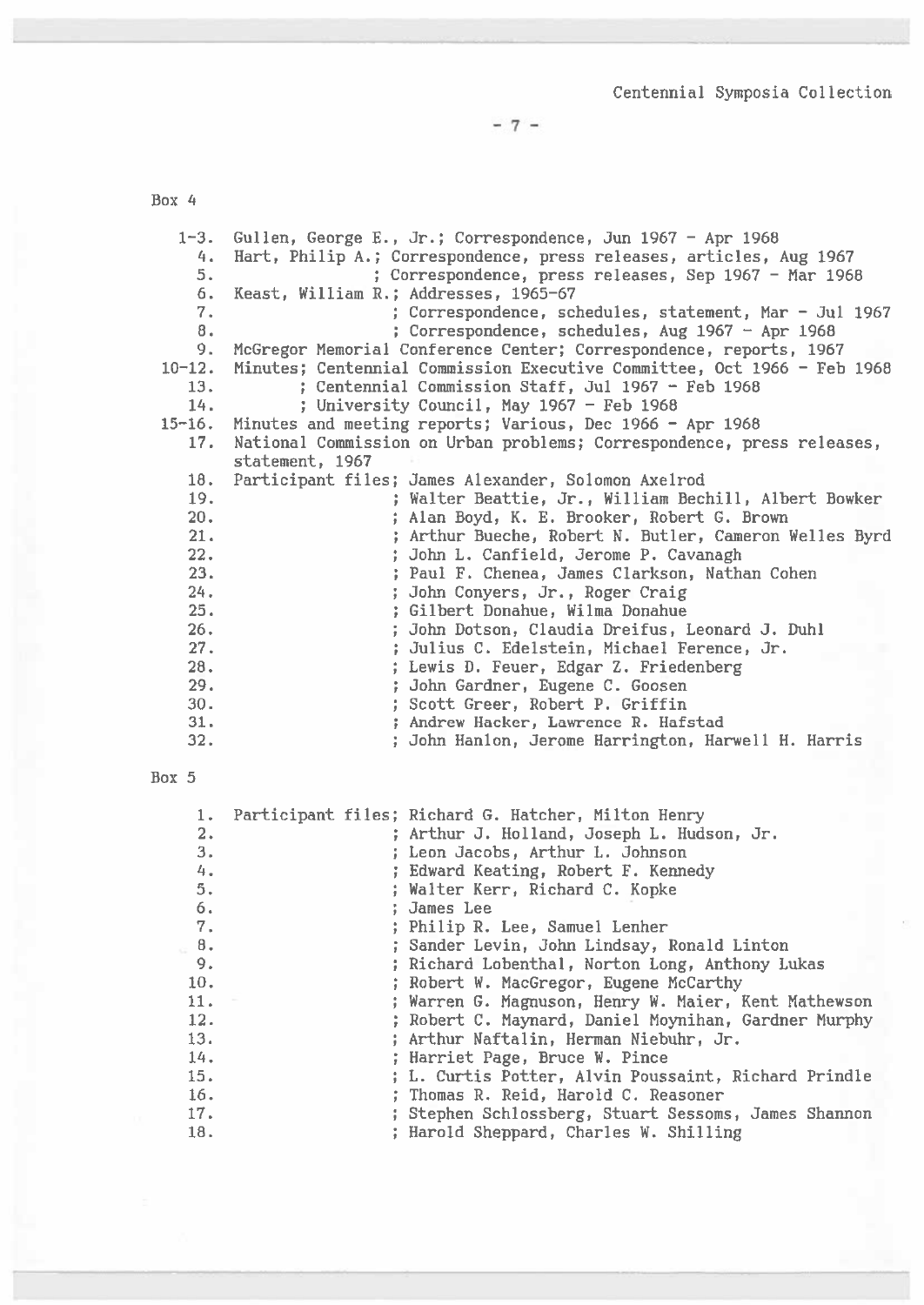Box 4

| | |
|---|---|
| 1-3. | Gullen, George E., Jr.; Correspondence, Jun 1967 - Apr 1968 |
| 4. | Hart, Philip A.; Correspondence, press releases, articles, Aug 1967 |
| 5. | ; Correspondence, press releases, Sep 1967 - Mar 1968 |
| 6. | Keast, William R.; Addresses, 1965-67 |
| 7. | ; Correspondence, schedules, statement, Mar - Jul 1967 |
| 8. | ; Correspondence, schedules, Aug 1967 - Apr 1968 |
| 9. | McGregor Memorial Conference Center; Correspondence, reports, 1967 |
| 10-12. | Minutes; Centennial Commission Executive Committee, Oct 1966 - Feb 1968 |
| 13. | ; Centennial Commission Staff, Jul 1967 - Feb 1968 |
| 14. | ; University Council, May 1967 - Feb 1968 |
| 15-16. | Minutes and meeting reports; Various, Dec 1966 - Apr 1968 |
| 17. | National Commission on Urban problems; Correspondence, press releases, statement, 1967 |
| 18. | Participant files; James Alexander, Solomon Axelrod |
| 19. | ; Walter Beattie, Jr., William Bechill, Albert Bowker |
| 20. | ; Alan Boyd, K. E. Brooker, Robert G. Brown |
| 21. | ; Arthur Bueche, Robert N. Butler, Cameron Welles Byrd |
| 22. | ; John L. Canfield, Jerome P. Cavanagh |
| 23. | ; Paul F. Chenea, James Clarkson, Nathan Cohen |
| 24. | ; John Conyers, Jr., Roger Craig |
| 25. | ; Gilbert Donahue, Wilma Donahue |
| 26. | ; John Dotson, Claudia Dreifus, Leonard J. Duhl |
| 27. | ; Julius C. Edelstein, Michael Ference, Jr. |
| 28. | ; Lewis D. Feuer, Edgar Z. Friedenberg |
| 29. | ; John Gardner, Eugene C. Goosen |
| 30. | ; Scott Greer, Robert P. Griffin |
| 31. | ; Andrew Hacker, Lawrence R. Hafstad |
| 32. | ; John Hanlon, Jerome Harrington, Harwell H. Harris |

Box 5

| | |
|---|---|
| 1. | Participant files; Richard G. Hatcher, Milton Henry |
| 2. | ; Arthur J. Holland, Joseph L. Hudson, Jr. |
| 3. | ; Leon Jacobs, Arthur L. Johnson |
| 4. | ; Edward Keating, Robert F. Kennedy |
| 5. | ; Walter Kerr, Richard C. Kopke |
| 6. | ; James Lee |
| 7. | ; Philip R. Lee, Samuel Lenher |
| 8. | ; Sander Levin, John Lindsay, Ronald Linton |
| 9. | ; Richard Lobenthal, Norton Long, Anthony Lukas |
| 10. | ; Robert W. MacGregor, Eugene McCarthy |
| 11. | ; Warren G. Magnuson, Henry W. Maier, Kent Mathewson |
| 12. | ; Robert C. Maynard, Daniel Moynihan, Gardner Murphy |
| 13. | ; Arthur Naftalin, Herman Niebuhr, Jr. |
| 14. | ; Harriet Page, Bruce W. Pince |
| 15. | ; L. Curtis Potter, Alvin Poussaint, Richard Prindle |
| 16. | ; Thomas R. Reid, Harold C. Reasoner |
| 17. | ; Stephen Schlossberg, Stuart Sessoms, James Shannon |
| 18. | ; Harold Sheppard, Charles W. Shilling |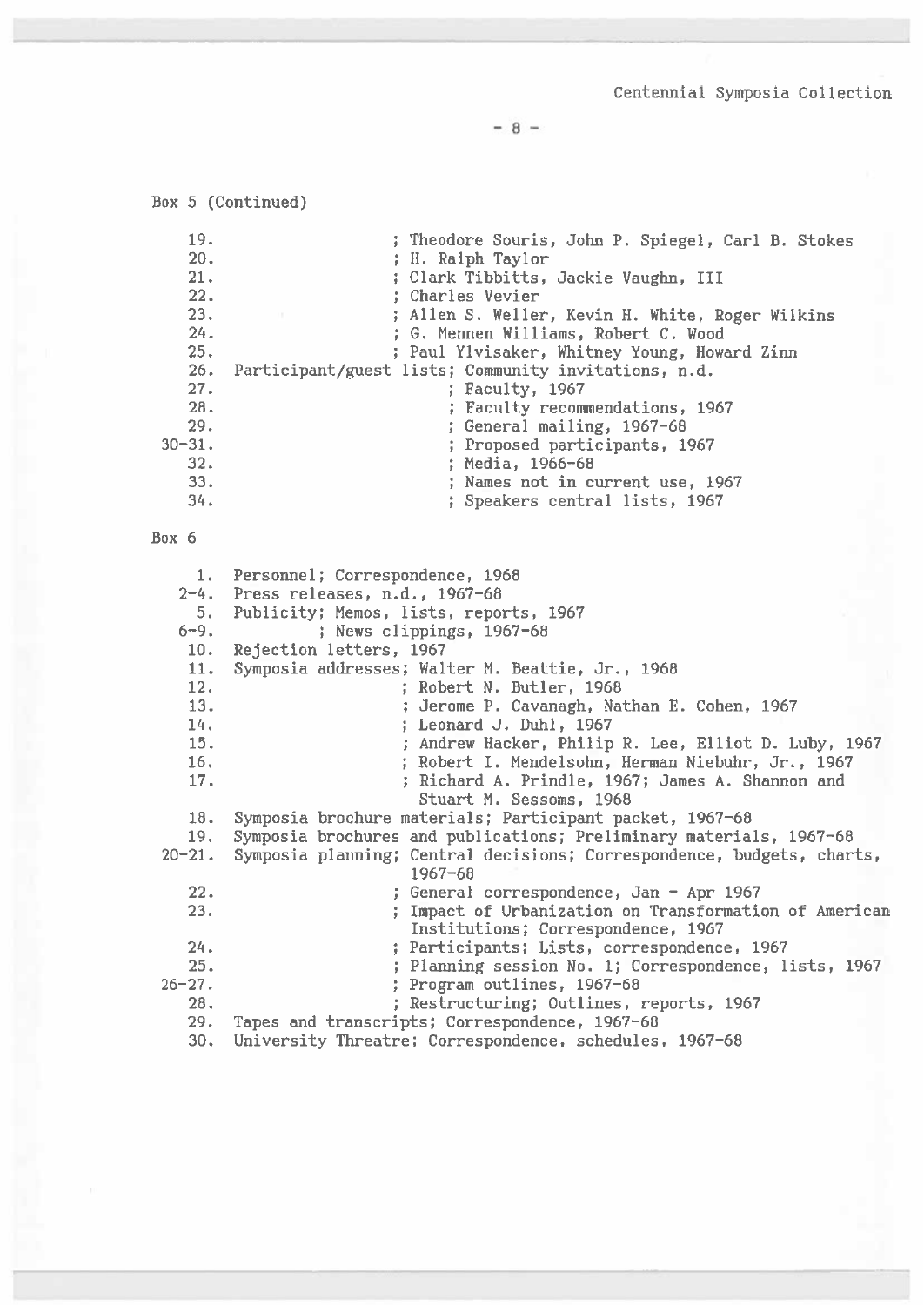Box 5 (Continued)

19. ; Theodore Souris, John P. Spiegel, Carl B. Stokes
20. ; H. Ralph Taylor
21. ; Clark Tibbitts, Jackie Vaughn, III
22. ; Charles Vevier
23. ; Allen S. Weller, Kevin H. White, Roger Wilkins
24. ; G. Mennen Williams, Robert C. Wood
25. ; Paul Ylvisaker, Whitney Young, Howard Zinn
26. Participant/guest lists; Community invitations, n.d.
27. ; Faculty, 1967
28. ; Faculty recommendations, 1967
29. ; General mailing, 1967-68
30-31. ; Proposed participants, 1967
32. ; Media, 1966-68
33. ; Names not in current use, 1967
34. ; Speakers central lists, 1967

Box 6

1. Personnel; Correspondence, 1968
2-4. Press releases, n.d., 1967-68
5. Publicity; Memos, lists, reports, 1967
6-9. ; News clippings, 1967-68
10. Rejection letters, 1967
11. Symposia addresses; Walter M. Beattie, Jr., 1968
12. ; Robert N. Butler, 1968
13. ; Jerome P. Cavanagh, Nathan E. Cohen, 1967
14. ; Leonard J. Duhl, 1967
15. ; Andrew Hacker, Philip R. Lee, Elliot D. Luby, 1967
16. ; Robert I. Mendelsohn, Herman Niebuhr, Jr., 1967
17. ; Richard A. Prindle, 1967; James A. Shannon and Stuart M. Sessoms, 1968
18. Symposia brochure materials; Participant packet, 1967-68
19. Symposia brochures and publications; Preliminary materials, 1967-68
20-21. Symposia planning; Central decisions; Correspondence, budgets, charts, 1967-68
22. ; General correspondence, Jan - Apr 1967
23. ; Impact of Urbanization on Transformation of American Institutions; Correspondence, 1967
24. ; Participants; Lists, correspondence, 1967
25. ; Planning session No. 1; Correspondence, lists, 1967
26-27. ; Program outlines, 1967-68
28. ; Restructuring; Outlines, reports, 1967
29. Tapes and transcripts; Correspondence, 1967-68
30. University Threatre; Correspondence, schedules, 1967-68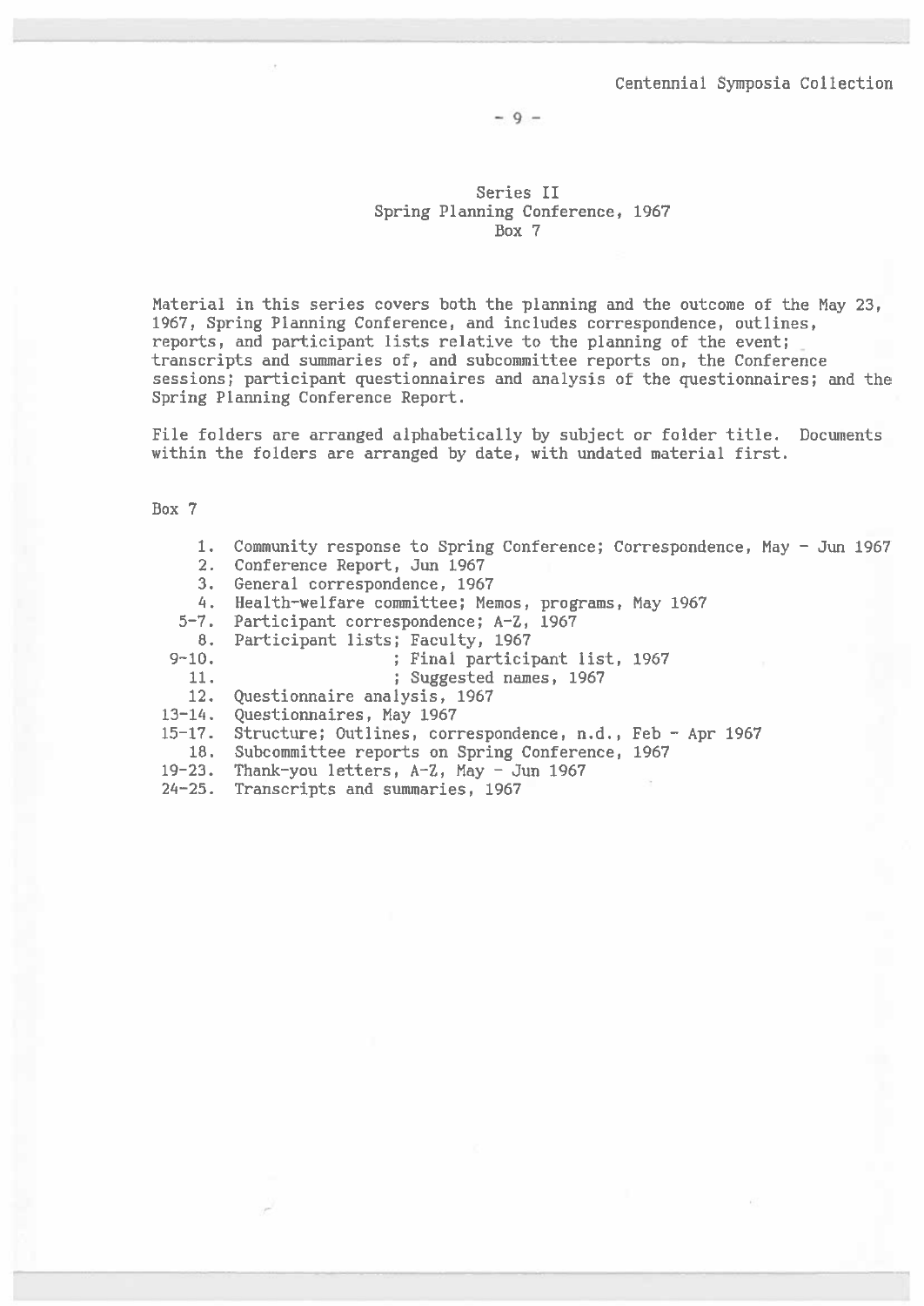### Series II
### Spring Planning Conference, 1967
### Box 7

Material in this series covers both the planning and the outcome of the May 23, 1967, Spring Planning Conference, and includes correspondence, outlines, reports, and participant lists relative to the planning of the event; transcripts and summaries of, and subcommittee reports on, the Conference sessions; participant questionnaires and analysis of the questionnaires; and the Spring Planning Conference Report.

File folders are arranged alphabetically by subject or folder title. Documents within the folders are arranged by date, with undated material first.

Box 7

- 1. Community response to Spring Conference; Correspondence, May - Jun 1967
- 2. Conference Report, Jun 1967
- 3. General correspondence, 1967
- 4. Health-welfare committee; Memos, programs, May 1967
- 5-7. Participant correspondence; A-Z, 1967
- 8. Participant lists; Faculty, 1967
- 9-10. ; Final participant list, 1967
- 11. ; Suggested names, 1967
- 12. Questionnaire analysis, 1967
- 13-14. Questionnaires, May 1967
- 15-17. Structure; Outlines, correspondence, n.d., Feb - Apr 1967
- 18. Subcommittee reports on Spring Conference, 1967
- 19-23. Thank-you letters, A-Z, May - Jun 1967
- 24-25. Transcripts and summaries, 1967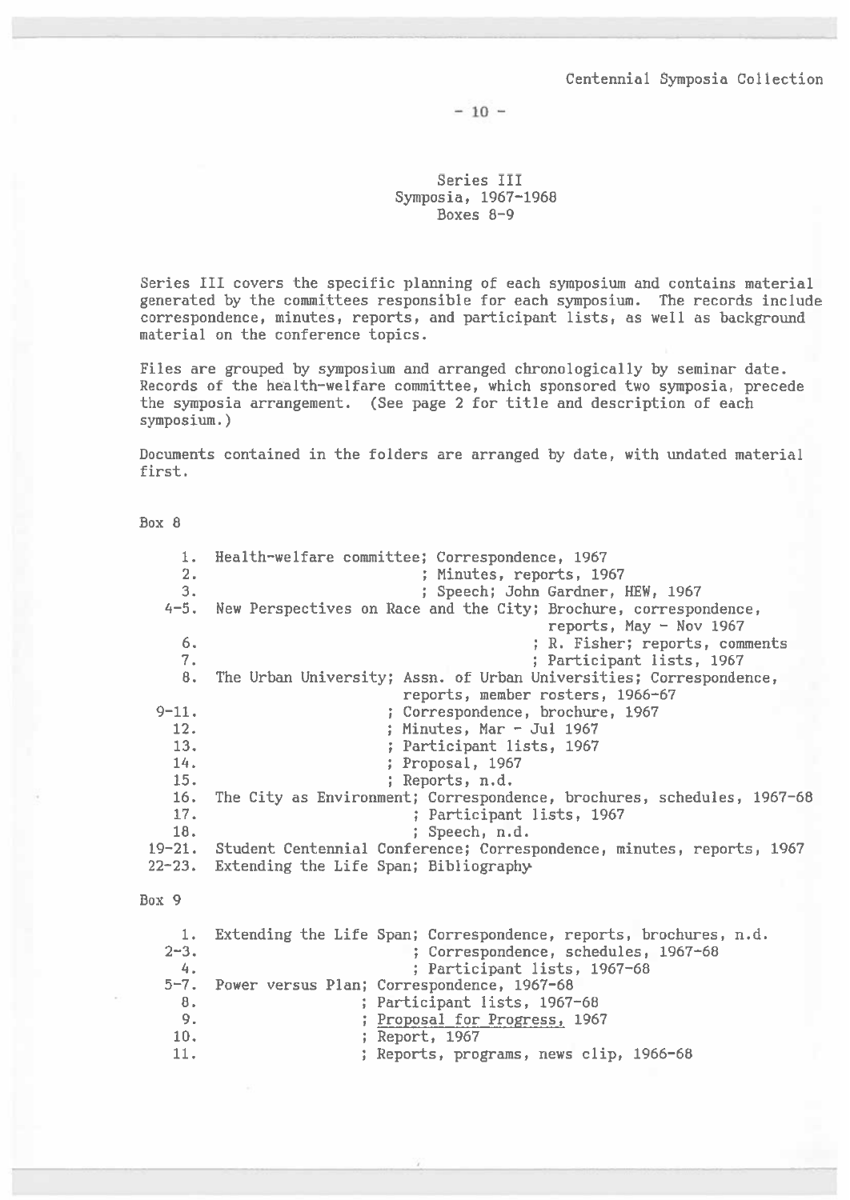## Series III
## Symposia, 1967-1968
## Boxes 8-9

Series III covers the specific planning of each symposium and contains material generated by the committees responsible for each symposium. The records include correspondence, minutes, reports, and participant lists, as well as background material on the conference topics.

Files are grouped by symposium and arranged chronologically by seminar date. Records of the health-welfare committee, which sponsored two symposia, precede the symposia arrangement. (See page 2 for title and description of each symposium.)

Documents contained in the folders are arranged by date, with undated material first.

Box 8

| | |
|---|---|
| 1. | Health-welfare committee; Correspondence, 1967 |
| 2. | ; Minutes, reports, 1967 |
| 3. | ; Speech; John Gardner, HEW, 1967 |
| 4-5. | New Perspectives on Race and the City; Brochure, correspondence, reports, May - Nov 1967 |
| 6. | ; R. Fisher; reports, comments |
| 7. | ; Participant lists, 1967 |
| 8. | The Urban University; Assn. of Urban Universities; Correspondence, reports, member rosters, 1966-67 |
| 9-11. | ; Correspondence, brochure, 1967 |
| 12. | ; Minutes, Mar - Jul 1967 |
| 13. | ; Participant lists, 1967 |
| 14. | ; Proposal, 1967 |
| 15. | ; Reports, n.d. |
| 16. | The City as Environment; Correspondence, brochures, schedules, 1967-68 |
| 17. | ; Participant lists, 1967 |
| 18. | ; Speech, n.d. |
| 19-21. | Student Centennial Conference; Correspondence, minutes, reports, 1967 |
| 22-23. | Extending the Life Span; Bibliography |

Box 9

| | |
|---|---|
| 1. | Extending the Life Span; Correspondence, reports, brochures, n.d. |
| 2-3. | ; Correspondence, schedules, 1967-68 |
| 4. | ; Participant lists, 1967-68 |
| 5-7. | Power versus Plan; Correspondence, 1967-68 |
| 8. | ; Participant lists, 1967-68 |
| 9. | ; Proposal for Progress, 1967 |
| 10. | ; Report, 1967 |
| 11. | ; Reports, programs, news clip, 1966-68 |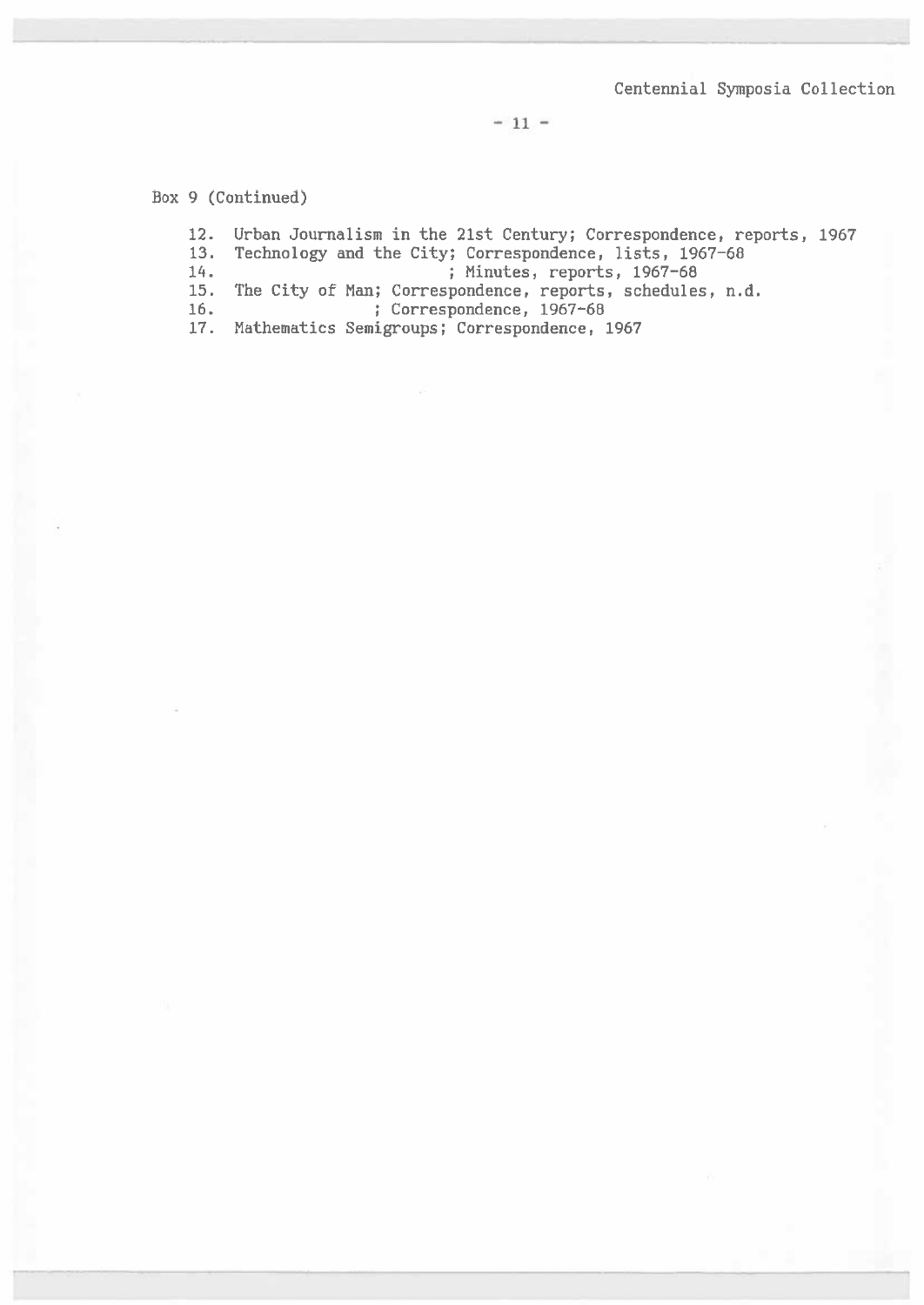Box 9 (Continued)

12. Urban Journalism in the 21st Century; Correspondence, reports, 1967
13. Technology and the City; Correspondence, lists, 1967-68
14. ; Minutes, reports, 1967-68
15. The City of Man; Correspondence, reports, schedules, n.d.
16. ; Correspondence, 1967-68
17. Mathematics Semigroups; Correspondence, 1967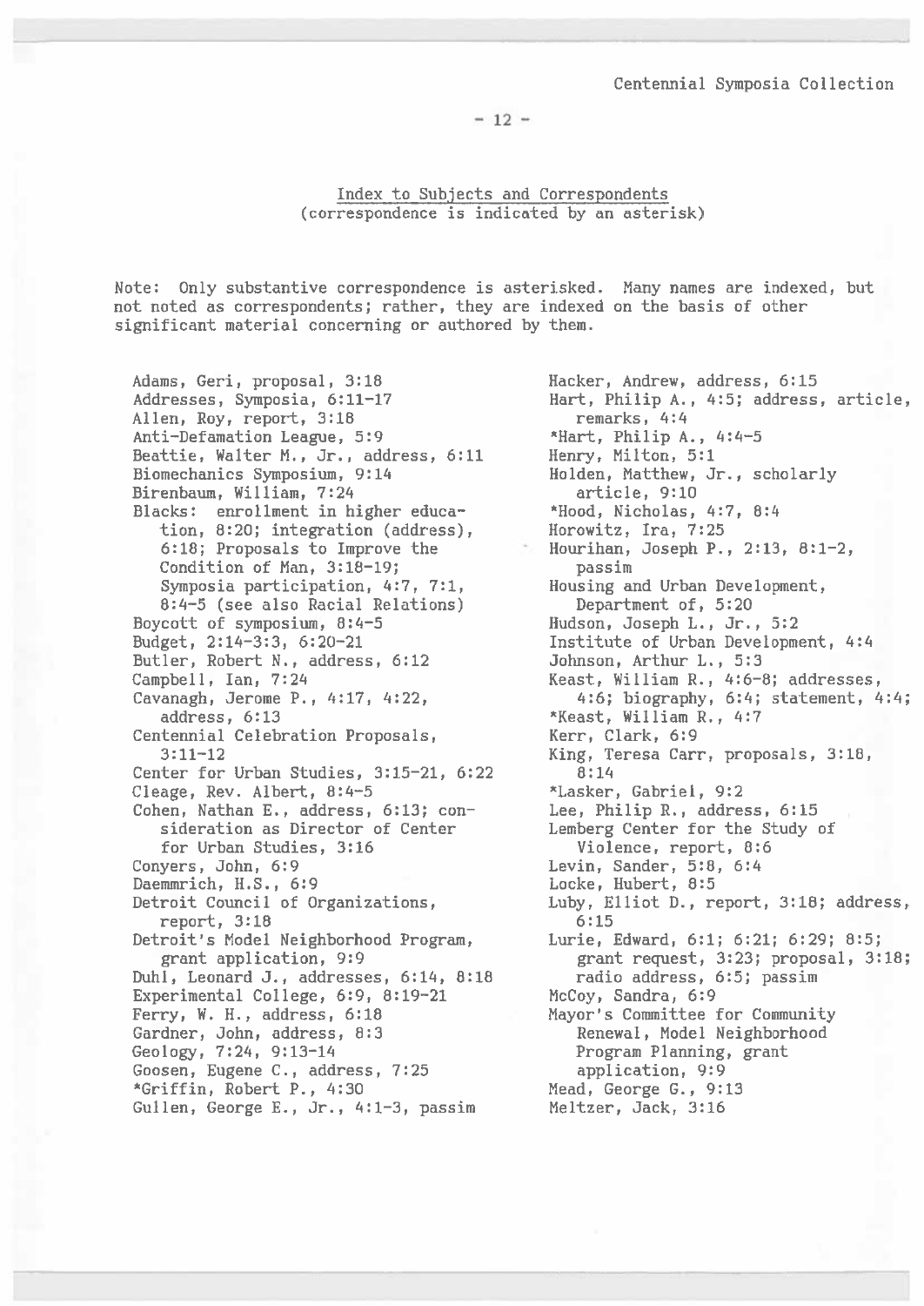## Index to Subjects and Correspondents
(correspondence is indicated by an asterisk)

Note: Only substantive correspondence is asterisked. Many names are indexed, but not noted as correspondents; rather, they are indexed on the basis of other significant material concerning or authored by them.

Adams, Geri, proposal, 3:18
Addresses, Symposia, 6:11-17
Allen, Roy, report, 3:18
Anti-Defamation League, 5:9
Beattie, Walter M., Jr., address, 6:11
Biomechanics Symposium, 9:14
Birenbaum, William, 7:24
Blacks: enrollment in higher education, 8:20; integration (address), 6:18; Proposals to Improve the Condition of Man, 3:18-19; Symposia participation, 4:7, 7:1, 8:4-5 (see also Racial Relations)
Boycott of symposium, 8:4-5
Budget, 2:14-3:3, 6:20-21
Butler, Robert N., address, 6:12
Campbell, Ian, 7:24
Cavanagh, Jerome P., 4:17, 4:22, address, 6:13
Centennial Celebration Proposals, 3:11-12
Center for Urban Studies, 3:15-21, 6:22
Cleage, Rev. Albert, 8:4-5
Cohen, Nathan E., address, 6:13; consideration as Director of Center for Urban Studies, 3:16
Conyers, John, 6:9
Daemmrich, H.S., 6:9
Detroit Council of Organizations, report, 3:18
Detroit's Model Neighborhood Program, grant application, 9:9
Duhl, Leonard J., addresses, 6:14, 8:18
Experimental College, 6:9, 8:19-21
Ferry, W. H., address, 6:18
Gardner, John, address, 8:3
Geology, 7:24, 9:13-14
Goosen, Eugene C., address, 7:25
*Griffin, Robert P., 4:30
Gullen, George E., Jr., 4:1-3, passim
Hacker, Andrew, address, 6:15
Hart, Philip A., 4:5; address, article, remarks, 4:4
*Hart, Philip A., 4:4-5
Henry, Milton, 5:1
Holden, Matthew, Jr., scholarly article, 9:10
*Hood, Nicholas, 4:7, 8:4
Horowitz, Ira, 7:25
Hourihan, Joseph P., 2:13, 8:1-2, passim
Housing and Urban Development, Department of, 5:20
Hudson, Joseph L., Jr., 5:2
Institute of Urban Development, 4:4
Johnson, Arthur L., 5:3
Keast, William R., 4:6-8; addresses, 4:6; biography, 6:4; statement, 4:4;
*Keast, William R., 4:7
Kerr, Clark, 6:9
King, Teresa Carr, proposals, 3:18, 8:14
*Lasker, Gabriel, 9:2
Lee, Philip R., address, 6:15
Lemberg Center for the Study of Violence, report, 8:6
Levin, Sander, 5:8, 6:4
Locke, Hubert, 8:5
Luby, Elliot D., report, 3:18; address, 6:15
Lurie, Edward, 6:1; 6:21; 6:29; 8:5; grant request, 3:23; proposal, 3:18; radio address, 6:5; passim
McCoy, Sandra, 6:9
Mayor's Committee for Community Renewal, Model Neighborhood Program Planning, grant application, 9:9
Mead, George G., 9:13
Meltzer, Jack, 3:16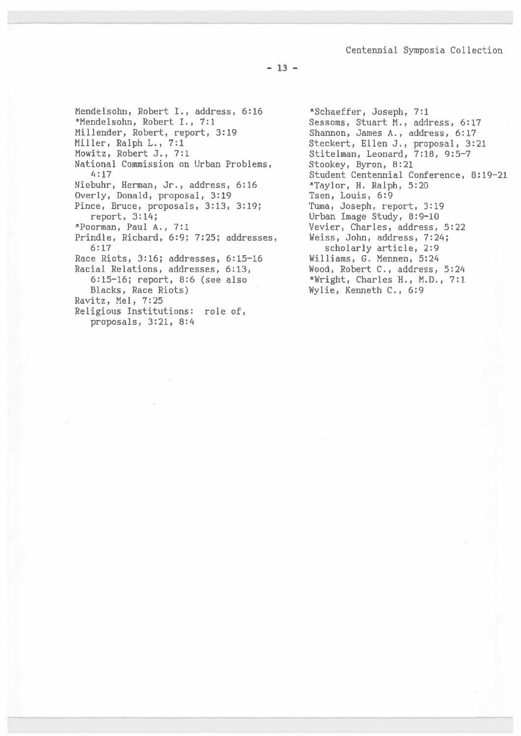Mendelsohn, Robert I., address, 6:16
*Mendelsohn, Robert I., 7:1
Millender, Robert, report, 3:19
Miller, Ralph L., 7:1
Mowitz, Robert J., 7:1
National Commission on Urban Problems, 4:17
Niebuhr, Herman, Jr., address, 6:16
Overly, Donald, proposal, 3:19
Pince, Bruce, proposals, 3:13, 3:19; report, 3:14;
*Poorman, Paul A., 7:1
Prindle, Richard, 6:9; 7:25; addresses, 6:17
Race Riots, 3:16; addresses, 6:15-16
Racial Relations, addresses, 6:13, 6:15-16; report, 8:6 (see also Blacks, Race Riots)
Ravitz, Mel, 7:25
Religious Institutions: role of, proposals, 3:21, 8:4
*Schaeffer, Joseph, 7:1
Sessoms, Stuart M., address, 6:17
Shannon, James A., address, 6:17
Steckert, Ellen J., proposal, 3:21
Stitelman, Leonard, 7:18, 9:5-7
Stookey, Byron, 8:21
Student Centennial Conference, 8:19-21
*Taylor, H. Ralph, 5:20
Tsen, Louis, 6:9
Tuma, Joseph, report, 3:19
Urban Image Study, 8:9-10
Vevier, Charles, address, 5:22
Weiss, John, address, 7:24; scholarly article, 2:9
Williams, G. Mennen, 5:24
Wood, Robert C., address, 5:24
*Wright, Charles H., M.D., 7:1
Wylie, Kenneth C., 6:9